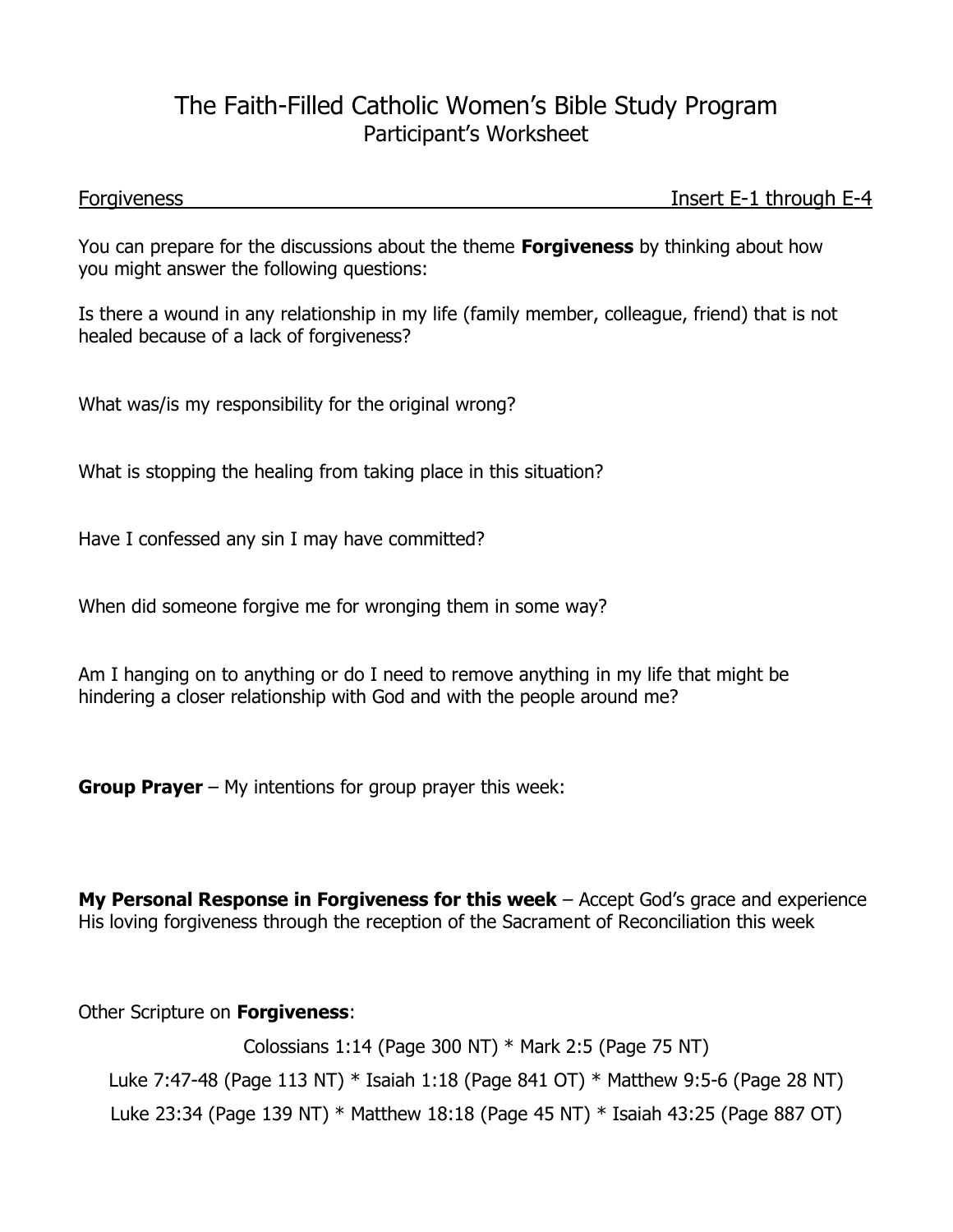# The Faith-Filled Catholic Women's Bible Study Program
## Participant's Worksheet

Forgiveness — Insert E-1 through E-4

You can prepare for the discussions about the theme **Forgiveness** by thinking about how you might answer the following questions:

Is there a wound in any relationship in my life (family member, colleague, friend) that is not healed because of a lack of forgiveness?

What was/is my responsibility for the original wrong?

What is stopping the healing from taking place in this situation?

Have I confessed any sin I may have committed?

When did someone forgive me for wronging them in some way?

Am I hanging on to anything or do I need to remove anything in my life that might be hindering a closer relationship with God and with the people around me?

**Group Prayer** – My intentions for group prayer this week:

**My Personal Response in Forgiveness for this week** – Accept God's grace and experience His loving forgiveness through the reception of the Sacrament of Reconciliation this week

Other Scripture on **Forgiveness**:

Colossians 1:14 (Page 300 NT) * Mark 2:5 (Page 75 NT)

Luke 7:47-48 (Page 113 NT) * Isaiah 1:18 (Page 841 OT) * Matthew 9:5-6 (Page 28 NT)

Luke 23:34 (Page 139 NT) * Matthew 18:18 (Page 45 NT) * Isaiah 43:25 (Page 887 OT)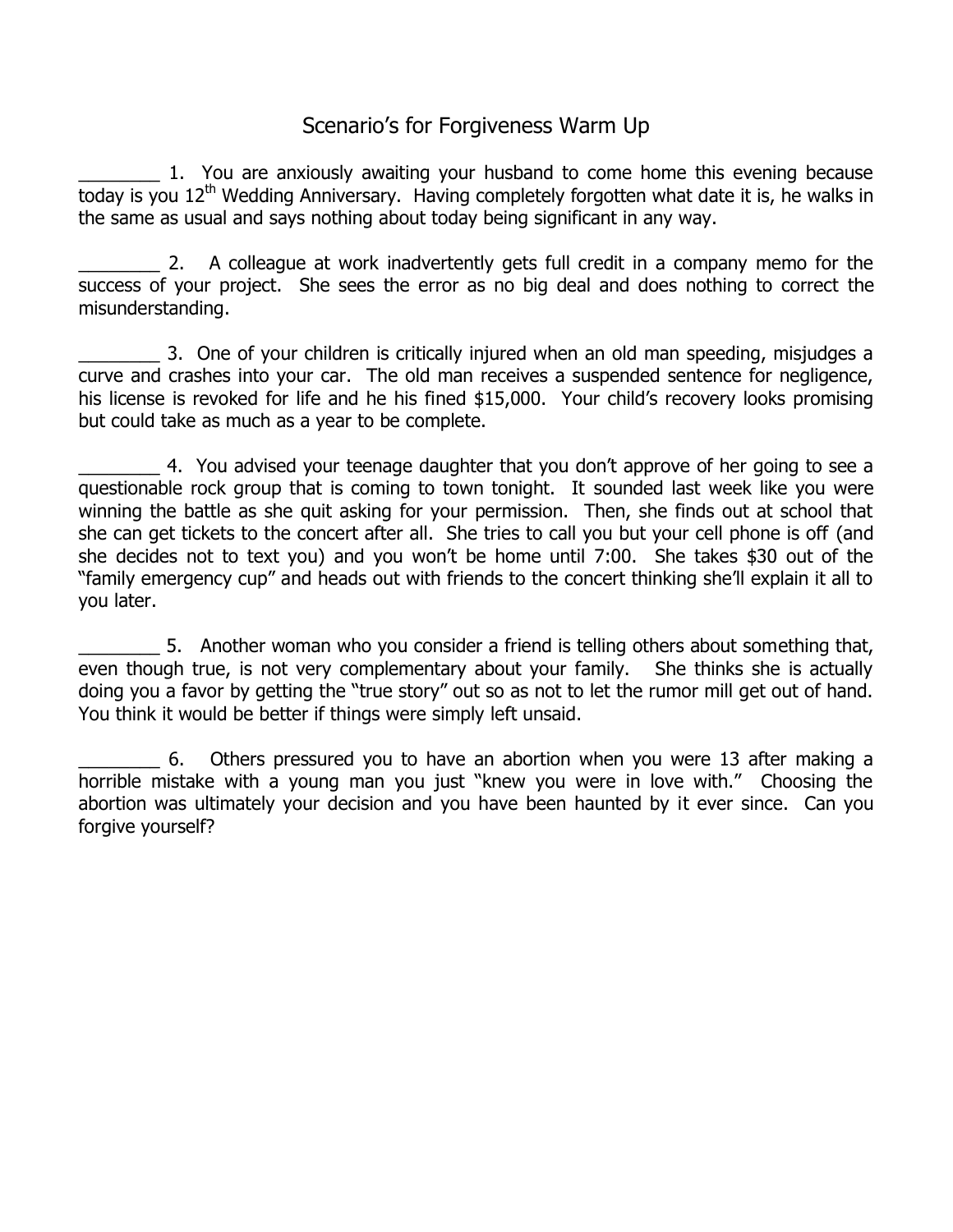# Scenario's for Forgiveness Warm Up

________ 1. You are anxiously awaiting your husband to come home this evening because today is you 12th Wedding Anniversary. Having completely forgotten what date it is, he walks in the same as usual and says nothing about today being significant in any way.

________ 2. A colleague at work inadvertently gets full credit in a company memo for the success of your project. She sees the error as no big deal and does nothing to correct the misunderstanding.

________ 3. One of your children is critically injured when an old man speeding, misjudges a curve and crashes into your car. The old man receives a suspended sentence for negligence, his license is revoked for life and he his fined $15,000. Your child's recovery looks promising but could take as much as a year to be complete.

________ 4. You advised your teenage daughter that you don't approve of her going to see a questionable rock group that is coming to town tonight. It sounded last week like you were winning the battle as she quit asking for your permission. Then, she finds out at school that she can get tickets to the concert after all. She tries to call you but your cell phone is off (and she decides not to text you) and you won't be home until 7:00. She takes $30 out of the "family emergency cup" and heads out with friends to the concert thinking she'll explain it all to you later.

________ 5. Another woman who you consider a friend is telling others about something that, even though true, is not very complementary about your family. She thinks she is actually doing you a favor by getting the "true story" out so as not to let the rumor mill get out of hand. You think it would be better if things were simply left unsaid.

________ 6. Others pressured you to have an abortion when you were 13 after making a horrible mistake with a young man you just "knew you were in love with." Choosing the abortion was ultimately your decision and you have been haunted by it ever since. Can you forgive yourself?